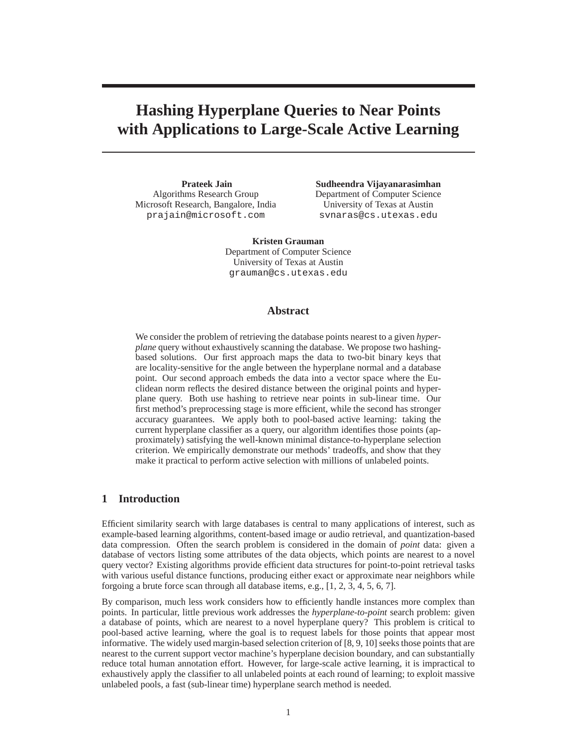# Hashing Hyperplane Queries to Near Points with Applications to Large-Scale Active Learning

**Prateek Jain**
Algorithms Research Group
Microsoft Research, Bangalore, India
prajain@microsoft.com

**Sudheendra Vijayanarasimhan**
Department of Computer Science
University of Texas at Austin
svnaras@cs.utexas.edu

**Kristen Grauman**
Department of Computer Science
University of Texas at Austin
grauman@cs.utexas.edu

## Abstract

We consider the problem of retrieving the database points nearest to a given *hyperplane* query without exhaustively scanning the database. We propose two hashing-based solutions. Our first approach maps the data to two-bit binary keys that are locality-sensitive for the angle between the hyperplane normal and a database point. Our second approach embeds the data into a vector space where the Euclidean norm reflects the desired distance between the original points and hyperplane query. Both use hashing to retrieve near points in sub-linear time. Our first method's preprocessing stage is more efficient, while the second has stronger accuracy guarantees. We apply both to pool-based active learning: taking the current hyperplane classifier as a query, our algorithm identifies those points (approximately) satisfying the well-known minimal distance-to-hyperplane selection criterion. We empirically demonstrate our methods' tradeoffs, and show that they make it practical to perform active selection with millions of unlabeled points.

## 1 Introduction

Efficient similarity search with large databases is central to many applications of interest, such as example-based learning algorithms, content-based image or audio retrieval, and quantization-based data compression. Often the search problem is considered in the domain of *point* data: given a database of vectors listing some attributes of the data objects, which points are nearest to a novel query vector? Existing algorithms provide efficient data structures for point-to-point retrieval tasks with various useful distance functions, producing either exact or approximate near neighbors while forgoing a brute force scan through all database items, e.g., [1, 2, 3, 4, 5, 6, 7].

By comparison, much less work considers how to efficiently handle instances more complex than points. In particular, little previous work addresses the *hyperplane-to-point* search problem: given a database of points, which are nearest to a novel hyperplane query? This problem is critical to pool-based active learning, where the goal is to request labels for those points that appear most informative. The widely used margin-based selection criterion of [8, 9, 10] seeks those points that are nearest to the current support vector machine's hyperplane decision boundary, and can substantially reduce total human annotation effort. However, for large-scale active learning, it is impractical to exhaustively apply the classifier to all unlabeled points at each round of learning; to exploit massive unlabeled pools, a fast (sub-linear time) hyperplane search method is needed.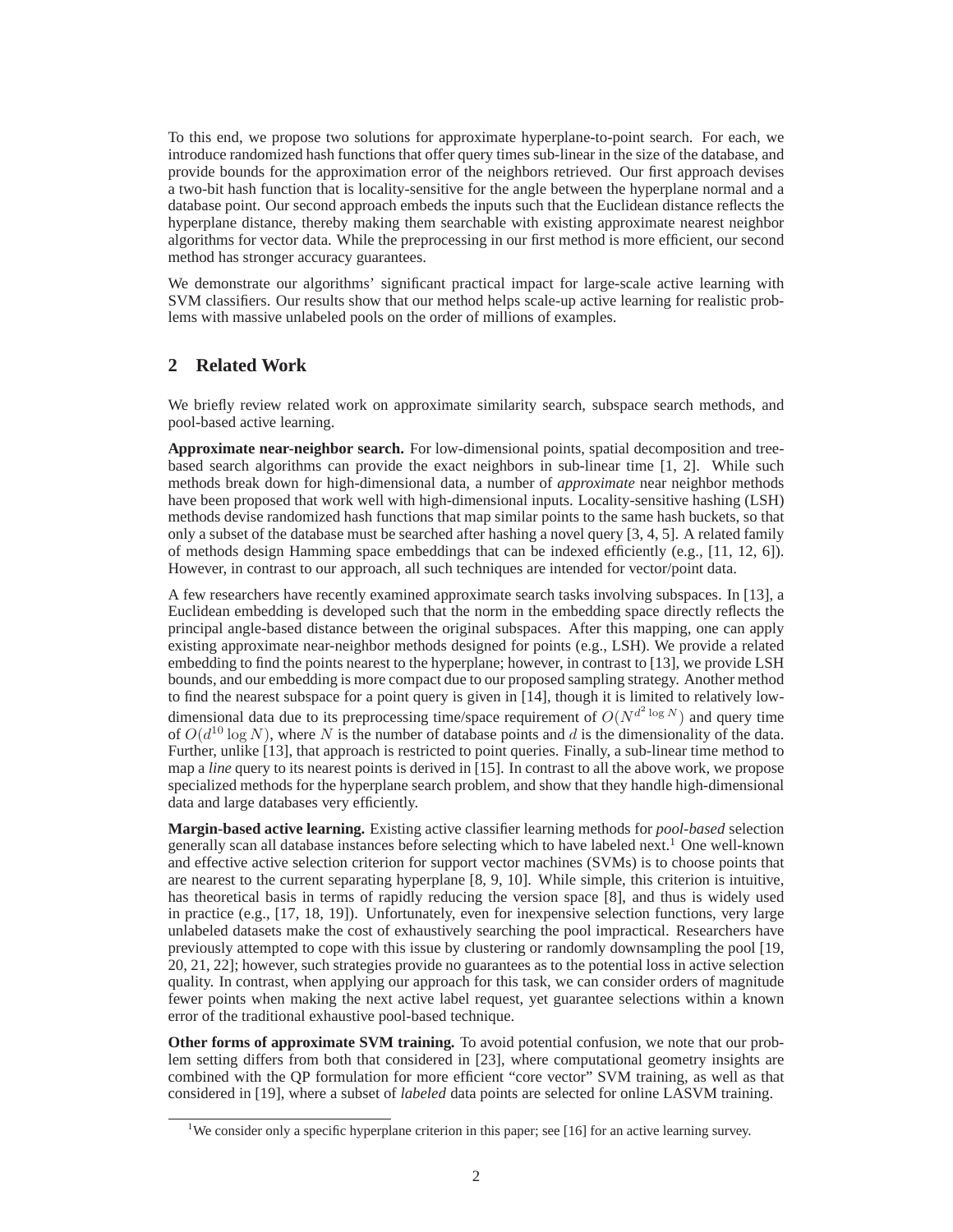To this end, we propose two solutions for approximate hyperplane-to-point search. For each, we introduce randomized hash functions that offer query times sub-linear in the size of the database, and provide bounds for the approximation error of the neighbors retrieved. Our first approach devises a two-bit hash function that is locality-sensitive for the angle between the hyperplane normal and a database point. Our second approach embeds the inputs such that the Euclidean distance reflects the hyperplane distance, thereby making them searchable with existing approximate nearest neighbor algorithms for vector data. While the preprocessing in our first method is more efficient, our second method has stronger accuracy guarantees.

We demonstrate our algorithms' significant practical impact for large-scale active learning with SVM classifiers. Our results show that our method helps scale-up active learning for realistic problems with massive unlabeled pools on the order of millions of examples.

## 2 Related Work

We briefly review related work on approximate similarity search, subspace search methods, and pool-based active learning.

**Approximate near-neighbor search.** For low-dimensional points, spatial decomposition and tree-based search algorithms can provide the exact neighbors in sub-linear time [1, 2]. While such methods break down for high-dimensional data, a number of *approximate* near neighbor methods have been proposed that work well with high-dimensional inputs. Locality-sensitive hashing (LSH) methods devise randomized hash functions that map similar points to the same hash buckets, so that only a subset of the database must be searched after hashing a novel query [3, 4, 5]. A related family of methods design Hamming space embeddings that can be indexed efficiently (e.g., [11, 12, 6]). However, in contrast to our approach, all such techniques are intended for vector/point data.

A few researchers have recently examined approximate search tasks involving subspaces. In [13], a Euclidean embedding is developed such that the norm in the embedding space directly reflects the principal angle-based distance between the original subspaces. After this mapping, one can apply existing approximate near-neighbor methods designed for points (e.g., LSH). We provide a related embedding to find the points nearest to the hyperplane; however, in contrast to [13], we provide LSH bounds, and our embedding is more compact due to our proposed sampling strategy. Another method to find the nearest subspace for a point query is given in [14], though it is limited to relatively low-dimensional data due to its preprocessing time/space requirement of $O(N^{d^2 \log N})$ and query time of $O(d^{10} \log N)$, where $N$ is the number of database points and $d$ is the dimensionality of the data. Further, unlike [13], that approach is restricted to point queries. Finally, a sub-linear time method to map a *line* query to its nearest points is derived in [15]. In contrast to all the above work, we propose specialized methods for the hyperplane search problem, and show that they handle high-dimensional data and large databases very efficiently.

**Margin-based active learning.** Existing active classifier learning methods for *pool-based* selection generally scan all database instances before selecting which to have labeled next.[1] One well-known and effective active selection criterion for support vector machines (SVMs) is to choose points that are nearest to the current separating hyperplane [8, 9, 10]. While simple, this criterion is intuitive, has theoretical basis in terms of rapidly reducing the version space [8], and thus is widely used in practice (e.g., [17, 18, 19]). Unfortunately, even for inexpensive selection functions, very large unlabeled datasets make the cost of exhaustively searching the pool impractical. Researchers have previously attempted to cope with this issue by clustering or randomly downsampling the pool [19, 20, 21, 22]; however, such strategies provide no guarantees as to the potential loss in active selection quality. In contrast, when applying our approach for this task, we can consider orders of magnitude fewer points when making the next active label request, yet guarantee selections within a known error of the traditional exhaustive pool-based technique.

**Other forms of approximate SVM training.** To avoid potential confusion, we note that our problem setting differs from both that considered in [23], where computational geometry insights are combined with the QP formulation for more efficient "core vector" SVM training, as well as that considered in [19], where a subset of *labeled* data points are selected for online LASVM training.

[1] We consider only a specific hyperplane criterion in this paper; see [16] for an active learning survey.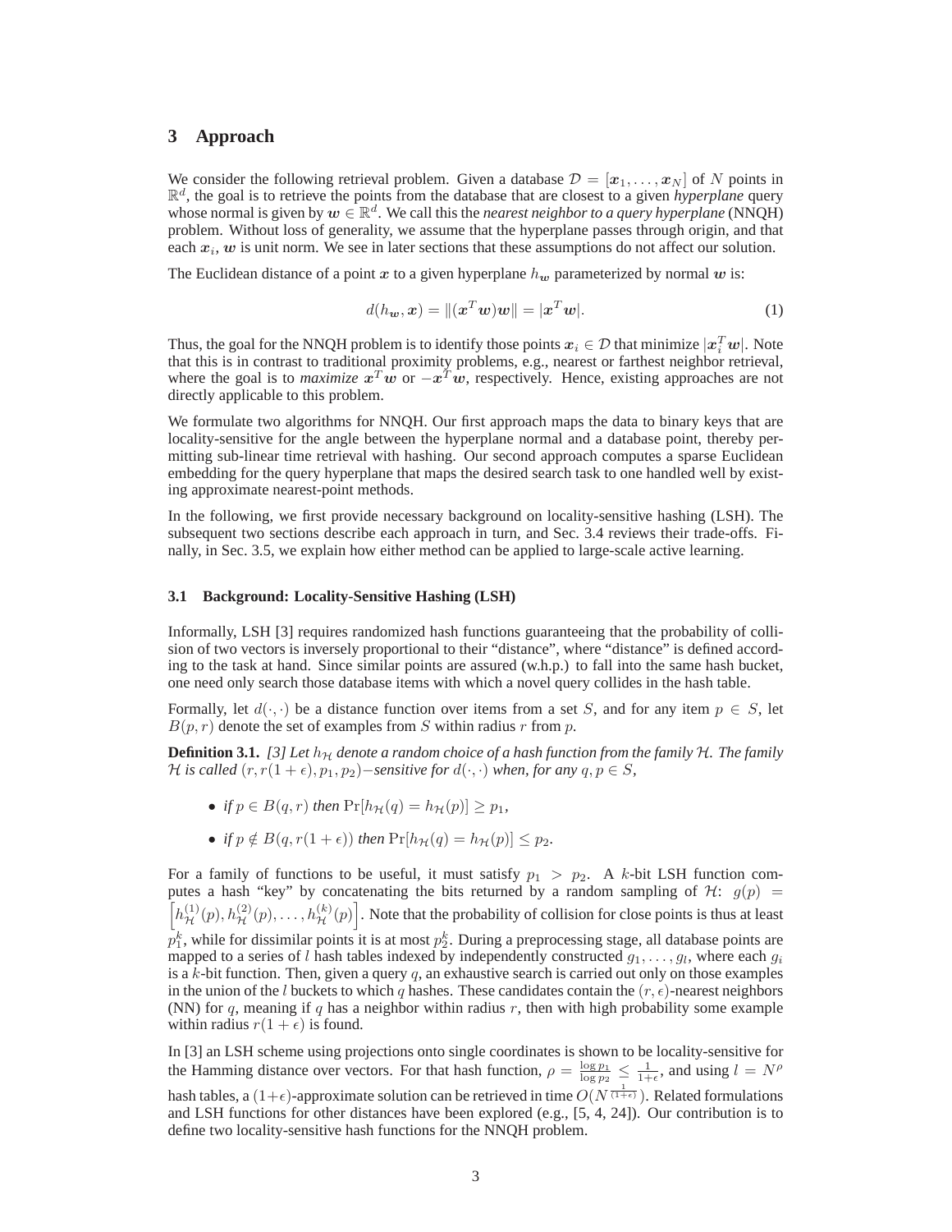## 3 Approach

We consider the following retrieval problem. Given a database $\mathcal{D} = [\boldsymbol{x}_1, \ldots, \boldsymbol{x}_N]$ of $N$ points in $\mathbb{R}^d$, the goal is to retrieve the points from the database that are closest to a given *hyperplane* query whose normal is given by $\boldsymbol{w} \in \mathbb{R}^d$. We call this the *nearest neighbor to a query hyperplane* (NNQH) problem. Without loss of generality, we assume that the hyperplane passes through origin, and that each $\boldsymbol{x}_i$, $\boldsymbol{w}$ is unit norm. We see in later sections that these assumptions do not affect our solution.

The Euclidean distance of a point $\boldsymbol{x}$ to a given hyperplane $h_{\boldsymbol{w}}$ parameterized by normal $\boldsymbol{w}$ is:

$$d(h_{\boldsymbol{w}}, \boldsymbol{x}) = \|(\boldsymbol{x}^T \boldsymbol{w})\boldsymbol{w}\| = |\boldsymbol{x}^T \boldsymbol{w}|. \tag{1}$$

Thus, the goal for the NNQH problem is to identify those points $\boldsymbol{x}_i \in \mathcal{D}$ that minimize $|\boldsymbol{x}_i^T \boldsymbol{w}|$. Note that this is in contrast to traditional proximity problems, e.g., nearest or farthest neighbor retrieval, where the goal is to *maximize* $\boldsymbol{x}^T \boldsymbol{w}$ or $-\boldsymbol{x}^T \boldsymbol{w}$, respectively. Hence, existing approaches are not directly applicable to this problem.

We formulate two algorithms for NNQH. Our first approach maps the data to binary keys that are locality-sensitive for the angle between the hyperplane normal and a database point, thereby permitting sub-linear time retrieval with hashing. Our second approach computes a sparse Euclidean embedding for the query hyperplane that maps the desired search task to one handled well by existing approximate nearest-point methods.

In the following, we first provide necessary background on locality-sensitive hashing (LSH). The subsequent two sections describe each approach in turn, and Sec. 3.4 reviews their trade-offs. Finally, in Sec. 3.5, we explain how either method can be applied to large-scale active learning.

### 3.1 Background: Locality-Sensitive Hashing (LSH)

Informally, LSH [3] requires randomized hash functions guaranteeing that the probability of collision of two vectors is inversely proportional to their "distance", where "distance" is defined according to the task at hand. Since similar points are assured (w.h.p.) to fall into the same hash bucket, one need only search those database items with which a novel query collides in the hash table.

Formally, let $d(\cdot, \cdot)$ be a distance function over items from a set $S$, and for any item $p \in S$, let $B(p, r)$ denote the set of examples from $S$ within radius $r$ from $p$.

**Definition 3.1.** *[3] Let $h_{\mathcal{H}}$ denote a random choice of a hash function from the family $\mathcal{H}$. The family $\mathcal{H}$ is called $(r, r(1+\epsilon), p_1, p_2)-$sensitive for $d(\cdot, \cdot)$ when, for any $q, p \in S$,*

- *if $p \in B(q, r)$ then $\Pr[h_{\mathcal{H}}(q) = h_{\mathcal{H}}(p)] \geq p_1$,*
- *if $p \notin B(q, r(1+\epsilon))$ then $\Pr[h_{\mathcal{H}}(q) = h_{\mathcal{H}}(p)] \leq p_2$.*

For a family of functions to be useful, it must satisfy $p_1 > p_2$. A $k$-bit LSH function computes a hash "key" by concatenating the bits returned by a random sampling of $\mathcal{H}$: $g(p) = \left[h_{\mathcal{H}}^{(1)}(p), h_{\mathcal{H}}^{(2)}(p), \ldots, h_{\mathcal{H}}^{(k)}(p)\right]$. Note that the probability of collision for close points is thus at least $p_1^k$, while for dissimilar points it is at most $p_2^k$. During a preprocessing stage, all database points are mapped to a series of $l$ hash tables indexed by independently constructed $g_1, \ldots, g_l$, where each $g_i$ is a $k$-bit function. Then, given a query $q$, an exhaustive search is carried out only on those examples in the union of the $l$ buckets to which $q$ hashes. These candidates contain the $(r, \epsilon)$-nearest neighbors (NN) for $q$, meaning if $q$ has a neighbor within radius $r$, then with high probability some example within radius $r(1+\epsilon)$ is found.

In [3] an LSH scheme using projections onto single coordinates is shown to be locality-sensitive for the Hamming distance over vectors. For that hash function, $\rho = \frac{\log p_1}{\log p_2} \leq \frac{1}{1+\epsilon}$, and using $l = N^{\rho}$ hash tables, a $(1+\epsilon)$-approximate solution can be retrieved in time $O(N^{\frac{1}{(1+\epsilon)}})$. Related formulations and LSH functions for other distances have been explored (e.g., [5, 4, 24]). Our contribution is to define two locality-sensitive hash functions for the NNQH problem.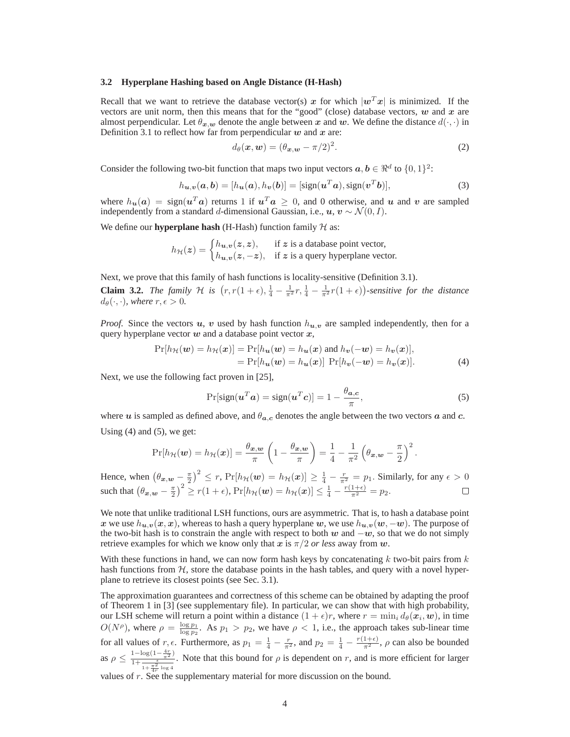### 3.2 Hyperplane Hashing based on Angle Distance (H-Hash)

Recall that we want to retrieve the database vector(s) $\boldsymbol{x}$ for which $|\boldsymbol{w}^T\boldsymbol{x}|$ is minimized. If the vectors are unit norm, then this means that for the "good" (close) database vectors, $\boldsymbol{w}$ and $\boldsymbol{x}$ are almost perpendicular. Let $\theta_{\boldsymbol{x},\boldsymbol{w}}$ denote the angle between $\boldsymbol{x}$ and $\boldsymbol{w}$. We define the distance $d(\cdot,\cdot)$ in Definition 3.1 to reflect how far from perpendicular $\boldsymbol{w}$ and $\boldsymbol{x}$ are:

$$d_\theta(\boldsymbol{x},\boldsymbol{w}) = (\theta_{\boldsymbol{x},\boldsymbol{w}} - \pi/2)^2. \tag{2}$$

Consider the following two-bit function that maps two input vectors $\boldsymbol{a},\boldsymbol{b} \in \Re^d$ to $\{0,1\}^2$:

$$h_{\boldsymbol{u},\boldsymbol{v}}(\boldsymbol{a},\boldsymbol{b}) = [h_{\boldsymbol{u}}(\boldsymbol{a}), h_{\boldsymbol{v}}(\boldsymbol{b})] = [\text{sign}(\boldsymbol{u}^T\boldsymbol{a}), \text{sign}(\boldsymbol{v}^T\boldsymbol{b})], \tag{3}$$

where $h_{\boldsymbol{u}}(\boldsymbol{a}) = \text{sign}(\boldsymbol{u}^T\boldsymbol{a})$ returns 1 if $\boldsymbol{u}^T\boldsymbol{a} \geq 0$, and 0 otherwise, and $\boldsymbol{u}$ and $\boldsymbol{v}$ are sampled independently from a standard $d$-dimensional Gaussian, i.e., $\boldsymbol{u},\boldsymbol{v} \sim \mathcal{N}(0,I)$.

We define our **hyperplane hash** (H-Hash) function family $\mathcal{H}$ as:

$$h_{\mathcal{H}}(\boldsymbol{z}) = \begin{cases} h_{\boldsymbol{u},\boldsymbol{v}}(\boldsymbol{z},\boldsymbol{z}), & \text{if } \boldsymbol{z} \text{ is a database point vector,} \\ h_{\boldsymbol{u},\boldsymbol{v}}(\boldsymbol{z},-\boldsymbol{z}), & \text{if } \boldsymbol{z} \text{ is a query hyperplane vector.} \end{cases}$$

Next, we prove that this family of hash functions is locality-sensitive (Definition 3.1).

**Claim 3.2.** *The family $\mathcal{H}$ is $\left(r, r(1+\epsilon), \frac{1}{4} - \frac{1}{\pi^2}r, \frac{1}{4} - \frac{1}{\pi^2}r(1+\epsilon)\right)$-sensitive for the distance $d_\theta(\cdot,\cdot)$, where $r,\epsilon > 0$.*

*Proof.* Since the vectors $\boldsymbol{u}$, $\boldsymbol{v}$ used by hash function $h_{\boldsymbol{u},\boldsymbol{v}}$ are sampled independently, then for a query hyperplane vector $\boldsymbol{w}$ and a database point vector $\boldsymbol{x}$,

$$\begin{aligned} \Pr[h_{\mathcal{H}}(\boldsymbol{w}) = h_{\mathcal{H}}(\boldsymbol{x})] &= \Pr[h_{\boldsymbol{u}}(\boldsymbol{w}) = h_{\boldsymbol{u}}(\boldsymbol{x}) \text{ and } h_{\boldsymbol{v}}(-\boldsymbol{w}) = h_{\boldsymbol{v}}(\boldsymbol{x})], \\ &= \Pr[h_{\boldsymbol{u}}(\boldsymbol{w}) = h_{\boldsymbol{u}}(\boldsymbol{x})]\ \Pr[h_{\boldsymbol{v}}(-\boldsymbol{w}) = h_{\boldsymbol{v}}(\boldsymbol{x})]. \end{aligned} \tag{4}$$

Next, we use the following fact proven in [25],

$$\Pr[\text{sign}(\boldsymbol{u}^T\boldsymbol{a}) = \text{sign}(\boldsymbol{u}^T\boldsymbol{c})] = 1 - \frac{\theta_{\boldsymbol{a},\boldsymbol{c}}}{\pi}, \tag{5}$$

where $\boldsymbol{u}$ is sampled as defined above, and $\theta_{\boldsymbol{a},\boldsymbol{c}}$ denotes the angle between the two vectors $\boldsymbol{a}$ and $\boldsymbol{c}$.

Using (4) and (5), we get:

$$\Pr[h_{\mathcal{H}}(\boldsymbol{w}) = h_{\mathcal{H}}(\boldsymbol{x})] = \frac{\theta_{\boldsymbol{x},\boldsymbol{w}}}{\pi}\left(1 - \frac{\theta_{\boldsymbol{x},\boldsymbol{w}}}{\pi}\right) = \frac{1}{4} - \frac{1}{\pi^2}\left(\theta_{\boldsymbol{x},\boldsymbol{w}} - \frac{\pi}{2}\right)^2.$$

Hence, when $\left(\theta_{\boldsymbol{x},\boldsymbol{w}} - \frac{\pi}{2}\right)^2 \leq r$, $\Pr[h_{\mathcal{H}}(\boldsymbol{w}) = h_{\mathcal{H}}(\boldsymbol{x})] \geq \frac{1}{4} - \frac{r}{\pi^2} = p_1$. Similarly, for any $\epsilon > 0$ such that $\left(\theta_{\boldsymbol{x},\boldsymbol{w}} - \frac{\pi}{2}\right)^2 \geq r(1+\epsilon)$, $\Pr[h_{\mathcal{H}}(\boldsymbol{w}) = h_{\mathcal{H}}(\boldsymbol{x})] \leq \frac{1}{4} - \frac{r(1+\epsilon)}{\pi^2} = p_2$. □

We note that unlike traditional LSH functions, ours are asymmetric. That is, to hash a database point $\boldsymbol{x}$ we use $h_{\boldsymbol{u},\boldsymbol{v}}(\boldsymbol{x},\boldsymbol{x})$, whereas to hash a query hyperplane $\boldsymbol{w}$, we use $h_{\boldsymbol{u},\boldsymbol{v}}(\boldsymbol{w},-\boldsymbol{w})$. The purpose of the two-bit hash is to constrain the angle with respect to both $\boldsymbol{w}$ and $-\boldsymbol{w}$, so that we do not simply retrieve examples for which we know only that $\boldsymbol{x}$ is $\pi/2$ *or less* away from $\boldsymbol{w}$.

With these functions in hand, we can now form hash keys by concatenating $k$ two-bit pairs from $k$ hash functions from $\mathcal{H}$, store the database points in the hash tables, and query with a novel hyperplane to retrieve its closest points (see Sec. 3.1).

The approximation guarantees and correctness of this scheme can be obtained by adapting the proof of Theorem 1 in [3] (see supplementary file). In particular, we can show that with high probability, our LSH scheme will return a point within a distance $(1+\epsilon)r$, where $r = \min_i d_\theta(\boldsymbol{x}_i,\boldsymbol{w})$, in time $O(N^\rho)$, where $\rho = \frac{\log p_1}{\log p_2}$. As $p_1 > p_2$, we have $\rho < 1$, i.e., the approach takes sub-linear time for all values of $r,\epsilon$. Furthermore, as $p_1 = \frac{1}{4} - \frac{r}{\pi^2}$, and $p_2 = \frac{1}{4} - \frac{r(1+\epsilon)}{\pi^2}$, $\rho$ can also be bounded as $\rho \leq \frac{1 - \log(1 - \frac{4r}{\pi^2})}{1 + \frac{\epsilon}{1 + \frac{\pi^2}{4r}\log 4}}$. Note that this bound for $\rho$ is dependent on $r$, and is more efficient for larger values of $r$. See the supplementary material for more discussion on the bound.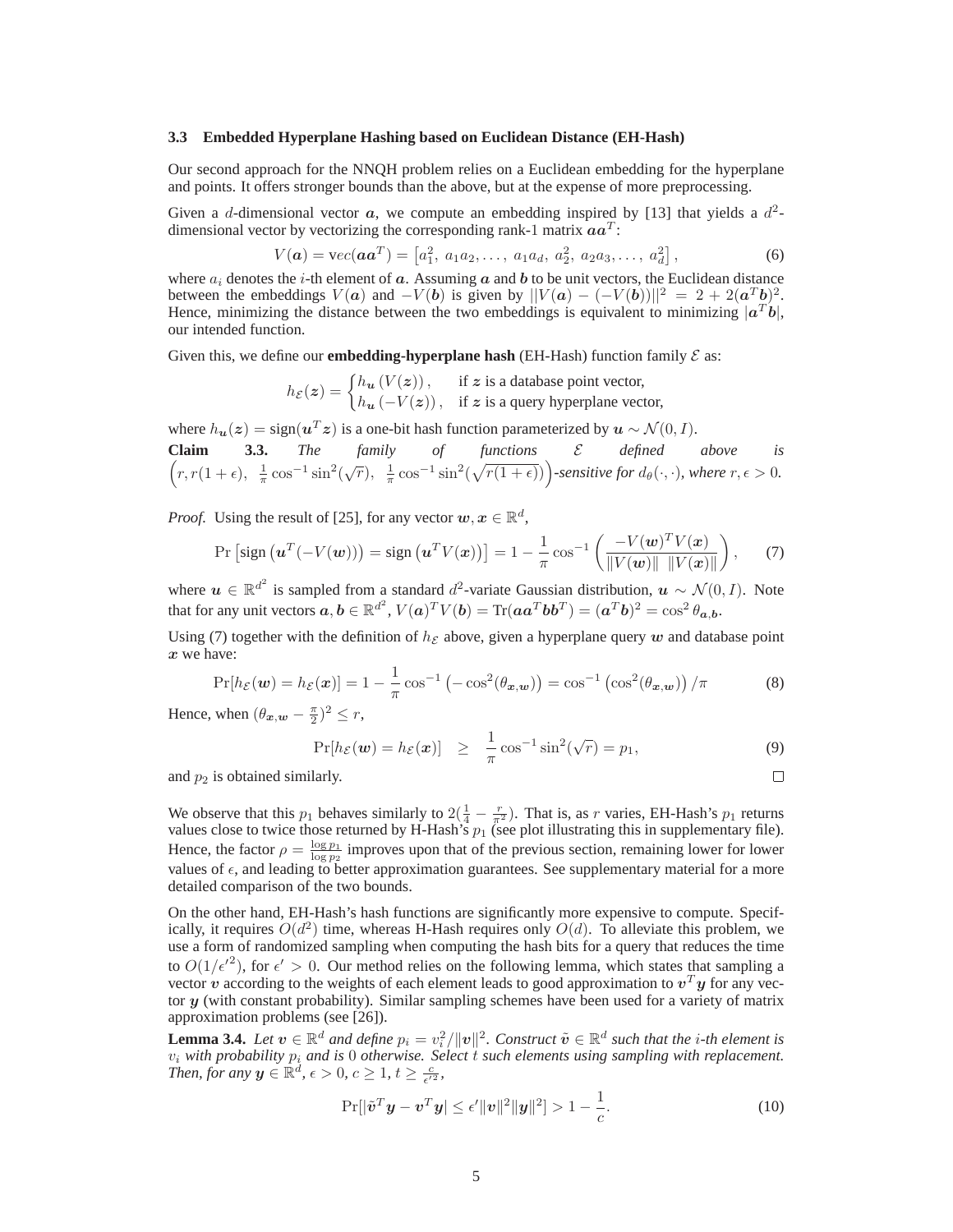### 3.3 Embedded Hyperplane Hashing based on Euclidean Distance (EH-Hash)

Our second approach for the NNQH problem relies on a Euclidean embedding for the hyperplane and points. It offers stronger bounds than the above, but at the expense of more preprocessing.

Given a $d$-dimensional vector $\boldsymbol{a}$, we compute an embedding inspired by [13] that yields a $d^2$-dimensional vector by vectorizing the corresponding rank-1 matrix $\boldsymbol{a}\boldsymbol{a}^T$:

$$V(\boldsymbol{a}) = \mathrm{v}ec(\boldsymbol{a}\boldsymbol{a}^T) = \left[a_1^2,\ a_1a_2, \ldots,\ a_1a_d,\ a_2^2,\ a_2a_3, \ldots,\ a_d^2\right], \tag{6}$$

where $a_i$ denotes the $i$-th element of $\boldsymbol{a}$. Assuming $\boldsymbol{a}$ and $\boldsymbol{b}$ to be unit vectors, the Euclidean distance between the embeddings $V(\boldsymbol{a})$ and $-V(\boldsymbol{b})$ is given by $||V(\boldsymbol{a}) - (-V(\boldsymbol{b}))||^2 = 2 + 2(\boldsymbol{a}^T\boldsymbol{b})^2$. Hence, minimizing the distance between the two embeddings is equivalent to minimizing $|\boldsymbol{a}^T\boldsymbol{b}|$, our intended function.

Given this, we define our **embedding-hyperplane hash** (EH-Hash) function family $\mathcal{E}$ as:

$$h_{\mathcal{E}}(\boldsymbol{z}) = \begin{cases} h_{\boldsymbol{u}}\left(V(\boldsymbol{z})\right), & \text{if } \boldsymbol{z} \text{ is a database point vector,} \\ h_{\boldsymbol{u}}\left(-V(\boldsymbol{z})\right), & \text{if } \boldsymbol{z} \text{ is a query hyperplane vector,} \end{cases}$$

where $h_{\boldsymbol{u}}(\boldsymbol{z}) = \mathrm{sign}(\boldsymbol{u}^T\boldsymbol{z})$ is a one-bit hash function parameterized by $\boldsymbol{u} \sim \mathcal{N}(0, I)$.

**Claim 3.3.** *The family of functions $\mathcal{E}$ defined above is $\left(r, r(1+\epsilon),\ \frac{1}{\pi}\cos^{-1}\sin^2(\sqrt{r}),\ \frac{1}{\pi}\cos^{-1}\sin^2(\sqrt{r(1+\epsilon)})\right)$-sensitive for $d_\theta(\cdot,\cdot)$, where $r, \epsilon > 0$.*

*Proof.* Using the result of [25], for any vector $\boldsymbol{w}, \boldsymbol{x} \in \mathbb{R}^d$,

$$\Pr\left[\mathrm{sign}\left(\boldsymbol{u}^T(-V(\boldsymbol{w}))\right) = \mathrm{sign}\left(\boldsymbol{u}^T V(\boldsymbol{x})\right)\right] = 1 - \frac{1}{\pi}\cos^{-1}\left(\frac{-V(\boldsymbol{w})^T V(\boldsymbol{x})}{\|V(\boldsymbol{w})\|\ \|V(\boldsymbol{x})\|}\right), \tag{7}$$

where $\boldsymbol{u} \in \mathbb{R}^{d^2}$ is sampled from a standard $d^2$-variate Gaussian distribution, $\boldsymbol{u} \sim \mathcal{N}(0, I)$. Note that for any unit vectors $\boldsymbol{a}, \boldsymbol{b} \in \mathbb{R}^{d^2}$, $V(\boldsymbol{a})^T V(\boldsymbol{b}) = \mathrm{Tr}(\boldsymbol{a}\boldsymbol{a}^T\boldsymbol{b}\boldsymbol{b}^T) = (\boldsymbol{a}^T\boldsymbol{b})^2 = \cos^2\theta_{\boldsymbol{a},\boldsymbol{b}}$.

Using (7) together with the definition of $h_{\mathcal{E}}$ above, given a hyperplane query $\boldsymbol{w}$ and database point $\boldsymbol{x}$ we have:

$$\Pr[h_{\mathcal{E}}(\boldsymbol{w}) = h_{\mathcal{E}}(\boldsymbol{x})] = 1 - \frac{1}{\pi}\cos^{-1}\left(-\cos^2(\theta_{\boldsymbol{x},\boldsymbol{w}})\right) = \cos^{-1}\left(\cos^2(\theta_{\boldsymbol{x},\boldsymbol{w}})\right)/\pi \tag{8}$$

Hence, when $(\theta_{\boldsymbol{x},\boldsymbol{w}} - \frac{\pi}{2})^2 \leq r$,

$$\Pr[h_{\mathcal{E}}(\boldsymbol{w}) = h_{\mathcal{E}}(\boldsymbol{x})] \quad \geq \quad \frac{1}{\pi}\cos^{-1}\sin^2(\sqrt{r}) = p_1, \tag{9}$$

and $p_2$ is obtained similarly. □

We observe that this $p_1$ behaves similarly to $2(\frac{1}{4} - \frac{r}{\pi^2})$. That is, as $r$ varies, EH-Hash's $p_1$ returns values close to twice those returned by H-Hash's $p_1$ (see plot illustrating this in supplementary file). Hence, the factor $\rho = \frac{\log p_1}{\log p_2}$ improves upon that of the previous section, remaining lower for lower values of $\epsilon$, and leading to better approximation guarantees. See supplementary material for a more detailed comparison of the two bounds.

On the other hand, EH-Hash's hash functions are significantly more expensive to compute. Specifically, it requires $O(d^2)$ time, whereas H-Hash requires only $O(d)$. To alleviate this problem, we use a form of randomized sampling when computing the hash bits for a query that reduces the time to $O(1/\epsilon'^2)$, for $\epsilon' > 0$. Our method relies on the following lemma, which states that sampling a vector $\boldsymbol{v}$ according to the weights of each element leads to good approximation to $\boldsymbol{v}^T\boldsymbol{y}$ for any vector $\boldsymbol{y}$ (with constant probability). Similar sampling schemes have been used for a variety of matrix approximation problems (see [26]).

**Lemma 3.4.** *Let $\boldsymbol{v} \in \mathbb{R}^d$ and define $p_i = v_i^2/\|\boldsymbol{v}\|^2$. Construct $\tilde{\boldsymbol{v}} \in \mathbb{R}^d$ such that the $i$-th element is $v_i$ with probability $p_i$ and is $0$ otherwise. Select $t$ such elements using sampling with replacement. Then, for any $\boldsymbol{y} \in \mathbb{R}^d$, $\epsilon > 0$, $c \geq 1$, $t \geq \frac{c}{\epsilon'^2}$,*

$$\Pr[|\tilde{\boldsymbol{v}}^T\boldsymbol{y} - \boldsymbol{v}^T\boldsymbol{y}| \leq \epsilon'\|\boldsymbol{v}\|^2\|\boldsymbol{y}\|^2] > 1 - \frac{1}{c}. \tag{10}$$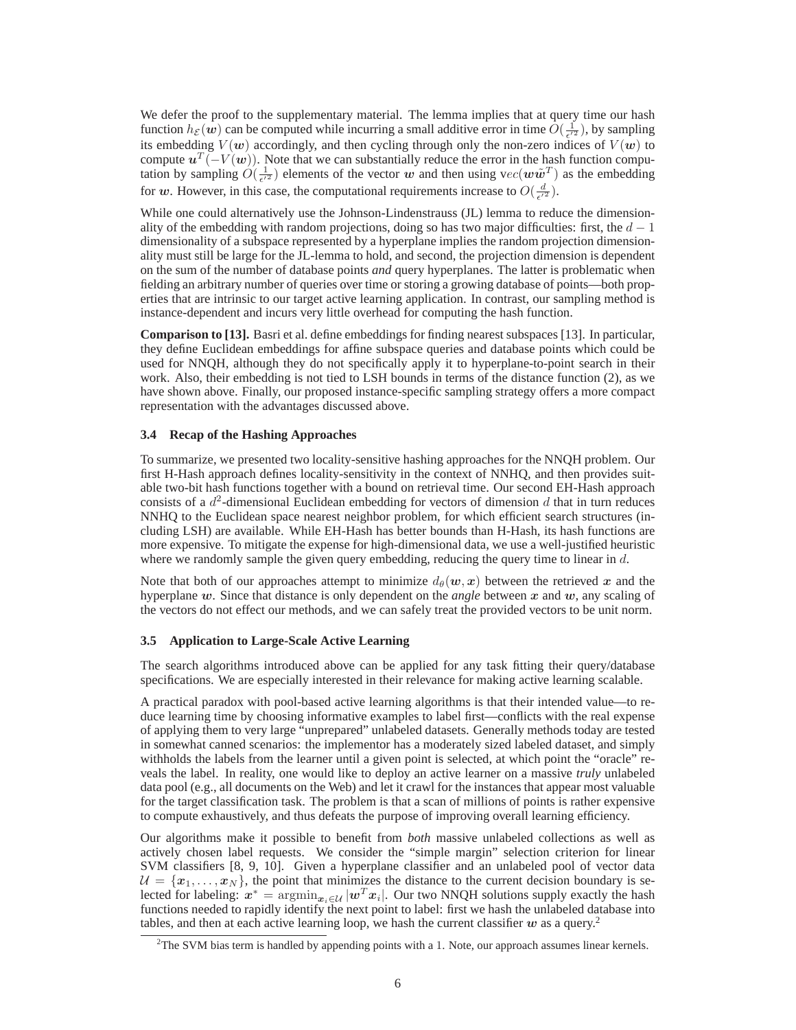We defer the proof to the supplementary material. The lemma implies that at query time our hash function $h_{\mathcal{E}}(\boldsymbol{w})$ can be computed while incurring a small additive error in time $\tilde{O}(\frac{1}{\epsilon'^2})$, by sampling its embedding $V(\boldsymbol{w})$ accordingly, and then cycling through only the non-zero indices of $V(\boldsymbol{w})$ to compute $\boldsymbol{u}^T(-V(\boldsymbol{w}))$. Note that we can substantially reduce the error in the hash function computation by sampling $\tilde{O}(\frac{1}{\epsilon'^2})$ elements of the vector $\boldsymbol{w}$ and then using $\text{v}ec(\boldsymbol{w}\tilde{\boldsymbol{w}}^T)$ as the embedding for $\boldsymbol{w}$. However, in this case, the computational requirements increase to $O(\frac{d}{\epsilon'^2})$.

While one could alternatively use the Johnson-Lindenstrauss (JL) lemma to reduce the dimensionality of the embedding with random projections, doing so has two major difficulties: first, the $d-1$ dimensionality of a subspace represented by a hyperplane implies the random projection dimensionality must still be large for the JL-lemma to hold, and second, the projection dimension is dependent on the sum of the number of database points *and* query hyperplanes. The latter is problematic when fielding an arbitrary number of queries over time or storing a growing database of points—both properties that are intrinsic to our target active learning application. In contrast, our sampling method is instance-dependent and incurs very little overhead for computing the hash function.

**Comparison to [13].** Basri et al. define embeddings for finding nearest subspaces [13]. In particular, they define Euclidean embeddings for affine subspace queries and database points which could be used for NNQH, although they do not specifically apply it to hyperplane-to-point search in their work. Also, their embedding is not tied to LSH bounds in terms of the distance function (2), as we have shown above. Finally, our proposed instance-specific sampling strategy offers a more compact representation with the advantages discussed above.

### 3.4 Recap of the Hashing Approaches

To summarize, we presented two locality-sensitive hashing approaches for the NNQH problem. Our first H-Hash approach defines locality-sensitivity in the context of NNHQ, and then provides suitable two-bit hash functions together with a bound on retrieval time. Our second EH-Hash approach consists of a $d^2$-dimensional Euclidean embedding for vectors of dimension $d$ that in turn reduces NNHQ to the Euclidean space nearest neighbor problem, for which efficient search structures (including LSH) are available. While EH-Hash has better bounds than H-Hash, its hash functions are more expensive. To mitigate the expense for high-dimensional data, we use a well-justified heuristic where we randomly sample the given query embedding, reducing the query time to linear in $d$.

Note that both of our approaches attempt to minimize $d_\theta(\boldsymbol{w}, \boldsymbol{x})$ between the retrieved $\boldsymbol{x}$ and the hyperplane $\boldsymbol{w}$. Since that distance is only dependent on the *angle* between $\boldsymbol{x}$ and $\boldsymbol{w}$, any scaling of the vectors do not effect our methods, and we can safely treat the provided vectors to be unit norm.

### 3.5 Application to Large-Scale Active Learning

The search algorithms introduced above can be applied for any task fitting their query/database specifications. We are especially interested in their relevance for making active learning scalable.

A practical paradox with pool-based active learning algorithms is that their intended value—to reduce learning time by choosing informative examples to label first—conflicts with the real expense of applying them to very large "unprepared" unlabeled datasets. Generally methods today are tested in somewhat canned scenarios: the implementor has a moderately sized labeled dataset, and simply withholds the labels from the learner until a given point is selected, at which point the "oracle" reveals the label. In reality, one would like to deploy an active learner on a massive *truly* unlabeled data pool (e.g., all documents on the Web) and let it crawl for the instances that appear most valuable for the target classification task. The problem is that a scan of millions of points is rather expensive to compute exhaustively, and thus defeats the purpose of improving overall learning efficiency.

Our algorithms make it possible to benefit from *both* massive unlabeled collections as well as actively chosen label requests. We consider the "simple margin" selection criterion for linear SVM classifiers [8, 9, 10]. Given a hyperplane classifier and an unlabeled pool of vector data $\mathcal{U} = \{\boldsymbol{x}_1, \ldots, \boldsymbol{x}_N\}$, the point that minimizes the distance to the current decision boundary is selected for labeling: $\boldsymbol{x}^* = \operatorname{argmin}_{\boldsymbol{x}_i \in \mathcal{U}} |\boldsymbol{w}^T \boldsymbol{x}_i|$. Our two NNQH solutions supply exactly the hash functions needed to rapidly identify the next point to label: first we hash the unlabeled database into tables, and then at each active learning loop, we hash the current classifier $\boldsymbol{w}$ as a query.[2]

[2] The SVM bias term is handled by appending points with a 1. Note, our approach assumes linear kernels.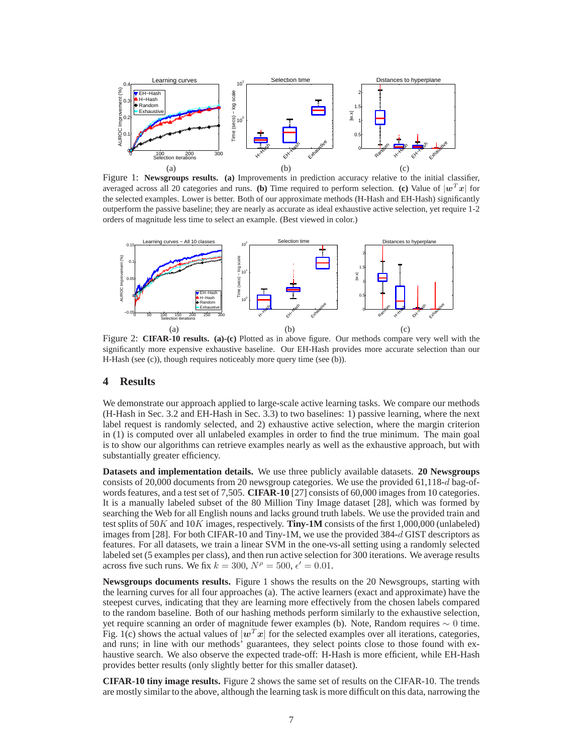Figure 1: **Newsgroups results. (a)** Improvements in prediction accuracy relative to the initial classifier, averaged across all 20 categories and runs. **(b)** Time required to perform selection. **(c)** Value of $|\boldsymbol{w}^T\boldsymbol{x}|$ for the selected examples. Lower is better. Both of our approximate methods (H-Hash and EH-Hash) significantly outperform the passive baseline; they are nearly as accurate as ideal exhaustive active selection, yet require 1-2 orders of magnitude less time to select an example. (Best viewed in color.)

Figure 2: **CIFAR-10 results. (a)-(c)** Plotted as in above figure. Our methods compare very well with the significantly more expensive exhaustive baseline. Our EH-Hash provides more accurate selection than our H-Hash (see (c)), though requires noticeably more query time (see (b)).

## 4 Results

We demonstrate our approach applied to large-scale active learning tasks. We compare our methods (H-Hash in Sec. 3.2 and EH-Hash in Sec. 3.3) to two baselines: 1) passive learning, where the next label request is randomly selected, and 2) exhaustive active selection, where the margin criterion in (1) is computed over all unlabeled examples in order to find the true minimum. The main goal is to show our algorithms can retrieve examples nearly as well as the exhaustive approach, but with substantially greater efficiency.

**Datasets and implementation details.** We use three publicly available datasets. **20 Newsgroups** consists of 20,000 documents from 20 newsgroup categories. We use the provided 61,118-$d$ bag-of-words features, and a test set of 7,505. **CIFAR-10** [27] consists of 60,000 images from 10 categories. It is a manually labeled subset of the 80 Million Tiny Image dataset [28], which was formed by searching the Web for all English nouns and lacks ground truth labels. We use the provided train and test splits of $50K$ and $10K$ images, respectively. **Tiny-1M** consists of the first 1,000,000 (unlabeled) images from [28]. For both CIFAR-10 and Tiny-1M, we use the provided 384-$d$ GIST descriptors as features. For all datasets, we train a linear SVM in the one-vs-all setting using a randomly selected labeled set (5 examples per class), and then run active selection for 300 iterations. We average results across five such runs. We fix $k = 300$, $N^{\rho} = 500$, $\epsilon' = 0.01$.

**Newsgroups documents results.** Figure 1 shows the results on the 20 Newsgroups, starting with the learning curves for all four approaches (a). The active learners (exact and approximate) have the steepest curves, indicating that they are learning more effectively from the chosen labels compared to the random baseline. Both of our hashing methods perform similarly to the exhaustive selection, yet require scanning an order of magnitude fewer examples (b). Note, Random requires $\sim 0$ time. Fig. 1(c) shows the actual values of $|\boldsymbol{w}^T\boldsymbol{x}|$ for the selected examples over all iterations, categories, and runs; in line with our methods' guarantees, they select points close to those found with exhaustive search. We also observe the expected trade-off: H-Hash is more efficient, while EH-Hash provides better results (only slightly better for this smaller dataset).

**CIFAR-10 tiny image results.** Figure 2 shows the same set of results on the CIFAR-10. The trends are mostly similar to the above, although the learning task is more difficult on this data, narrowing the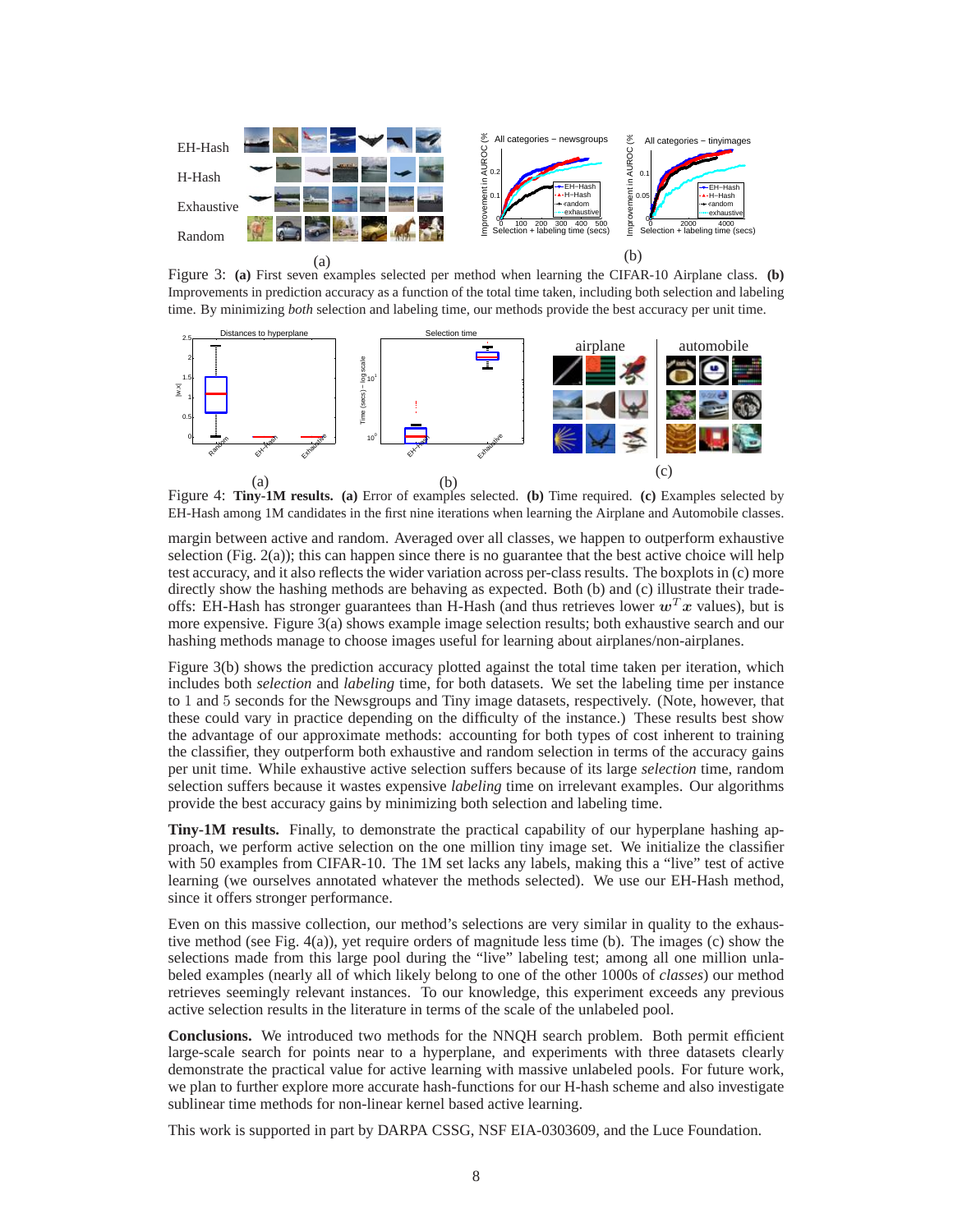Figure 3: **(a)** First seven examples selected per method when learning the CIFAR-10 Airplane class. **(b)** Improvements in prediction accuracy as a function of the total time taken, including both selection and labeling time. By minimizing *both* selection and labeling time, our methods provide the best accuracy per unit time.

Figure 4: **Tiny-1M results.** **(a)** Error of examples selected. **(b)** Time required. **(c)** Examples selected by EH-Hash among 1M candidates in the first nine iterations when learning the Airplane and Automobile classes.

margin between active and random. Averaged over all classes, we happen to outperform exhaustive selection (Fig. 2(a)); this can happen since there is no guarantee that the best active choice will help test accuracy, and it also reflects the wider variation across per-class results. The boxplots in (c) more directly show the hashing methods are behaving as expected. Both (b) and (c) illustrate their trade-offs: EH-Hash has stronger guarantees than H-Hash (and thus retrieves lower $\boldsymbol{w}^T\boldsymbol{x}$ values), but is more expensive. Figure 3(a) shows example image selection results; both exhaustive search and our hashing methods manage to choose images useful for learning about airplanes/non-airplanes.

Figure 3(b) shows the prediction accuracy plotted against the total time taken per iteration, which includes both *selection* and *labeling* time, for both datasets. We set the labeling time per instance to 1 and 5 seconds for the Newsgroups and Tiny image datasets, respectively. (Note, however, that these could vary in practice depending on the difficulty of the instance.) These results best show the advantage of our approximate methods: accounting for both types of cost inherent to training the classifier, they outperform both exhaustive and random selection in terms of the accuracy gains per unit time. While exhaustive active selection suffers because of its large *selection* time, random selection suffers because it wastes expensive *labeling* time on irrelevant examples. Our algorithms provide the best accuracy gains by minimizing both selection and labeling time.

**Tiny-1M results.** Finally, to demonstrate the practical capability of our hyperplane hashing approach, we perform active selection on the one million tiny image set. We initialize the classifier with 50 examples from CIFAR-10. The 1M set lacks any labels, making this a "live" test of active learning (we ourselves annotated whatever the methods selected). We use our EH-Hash method, since it offers stronger performance.

Even on this massive collection, our method's selections are very similar in quality to the exhaustive method (see Fig. 4(a)), yet require orders of magnitude less time (b). The images (c) show the selections made from this large pool during the "live" labeling test; among all one million unlabeled examples (nearly all of which likely belong to one of the other 1000s of *classes*) our method retrieves seemingly relevant instances. To our knowledge, this experiment exceeds any previous active selection results in the literature in terms of the scale of the unlabeled pool.

**Conclusions.** We introduced two methods for the NNQH search problem. Both permit efficient large-scale search for points near to a hyperplane, and experiments with three datasets clearly demonstrate the practical value for active learning with massive unlabeled pools. For future work, we plan to further explore more accurate hash-functions for our H-hash scheme and also investigate sublinear time methods for non-linear kernel based active learning.

This work is supported in part by DARPA CSSG, NSF EIA-0303609, and the Luce Foundation.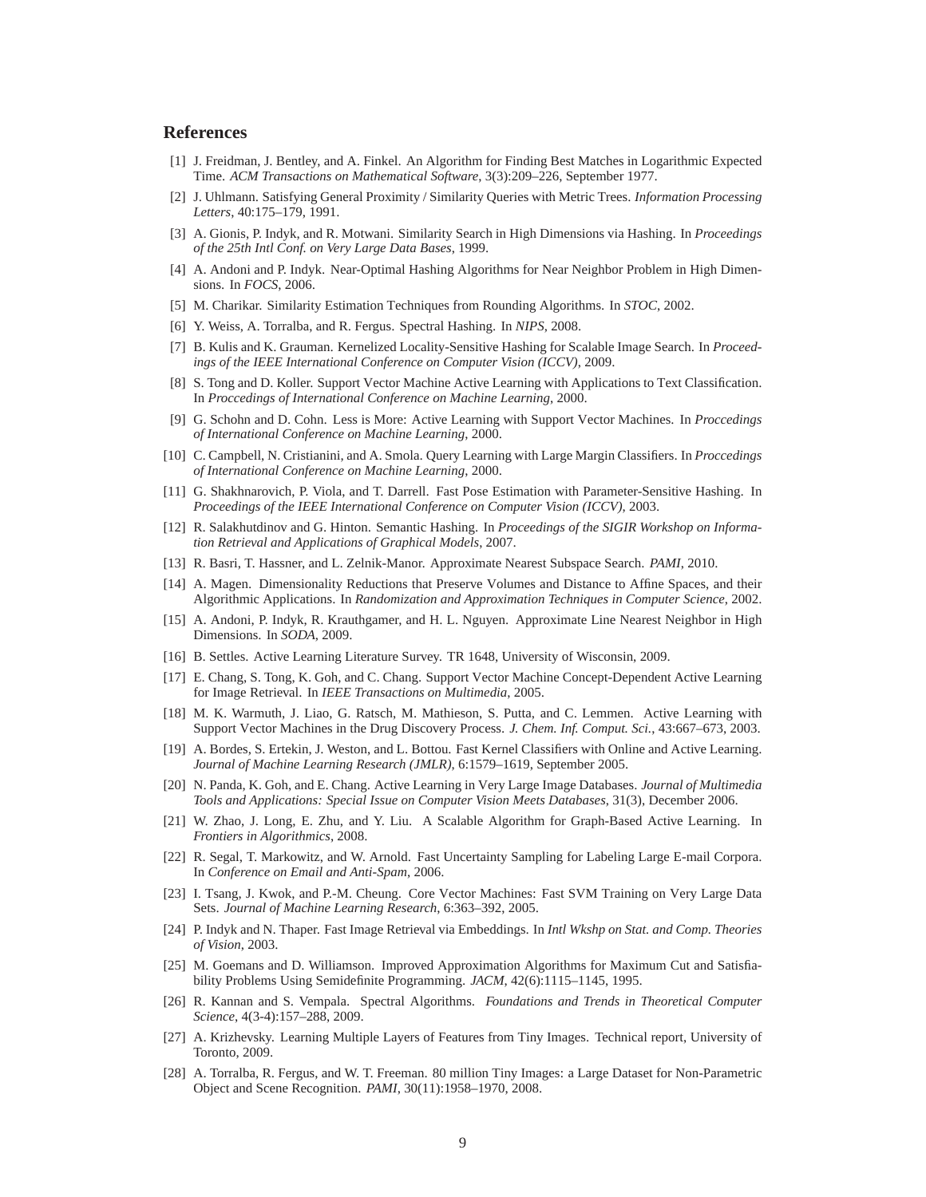## References

[1] J. Freidman, J. Bentley, and A. Finkel. An Algorithm for Finding Best Matches in Logarithmic Expected Time. *ACM Transactions on Mathematical Software*, 3(3):209–226, September 1977.

[2] J. Uhlmann. Satisfying General Proximity / Similarity Queries with Metric Trees. *Information Processing Letters*, 40:175–179, 1991.

[3] A. Gionis, P. Indyk, and R. Motwani. Similarity Search in High Dimensions via Hashing. In *Proceedings of the 25th Intl Conf. on Very Large Data Bases*, 1999.

[4] A. Andoni and P. Indyk. Near-Optimal Hashing Algorithms for Near Neighbor Problem in High Dimensions. In *FOCS*, 2006.

[5] M. Charikar. Similarity Estimation Techniques from Rounding Algorithms. In *STOC*, 2002.

[6] Y. Weiss, A. Torralba, and R. Fergus. Spectral Hashing. In *NIPS*, 2008.

[7] B. Kulis and K. Grauman. Kernelized Locality-Sensitive Hashing for Scalable Image Search. In *Proceedings of the IEEE International Conference on Computer Vision (ICCV)*, 2009.

[8] S. Tong and D. Koller. Support Vector Machine Active Learning with Applications to Text Classification. In *Proccedings of International Conference on Machine Learning*, 2000.

[9] G. Schohn and D. Cohn. Less is More: Active Learning with Support Vector Machines. In *Proccedings of International Conference on Machine Learning*, 2000.

[10] C. Campbell, N. Cristianini, and A. Smola. Query Learning with Large Margin Classifiers. In *Proccedings of International Conference on Machine Learning*, 2000.

[11] G. Shakhnarovich, P. Viola, and T. Darrell. Fast Pose Estimation with Parameter-Sensitive Hashing. In *Proceedings of the IEEE International Conference on Computer Vision (ICCV)*, 2003.

[12] R. Salakhutdinov and G. Hinton. Semantic Hashing. In *Proceedings of the SIGIR Workshop on Information Retrieval and Applications of Graphical Models*, 2007.

[13] R. Basri, T. Hassner, and L. Zelnik-Manor. Approximate Nearest Subspace Search. *PAMI*, 2010.

[14] A. Magen. Dimensionality Reductions that Preserve Volumes and Distance to Affine Spaces, and their Algorithmic Applications. In *Randomization and Approximation Techniques in Computer Science*, 2002.

[15] A. Andoni, P. Indyk, R. Krauthgamer, and H. L. Nguyen. Approximate Line Nearest Neighbor in High Dimensions. In *SODA*, 2009.

[16] B. Settles. Active Learning Literature Survey. TR 1648, University of Wisconsin, 2009.

[17] E. Chang, S. Tong, K. Goh, and C. Chang. Support Vector Machine Concept-Dependent Active Learning for Image Retrieval. In *IEEE Transactions on Multimedia*, 2005.

[18] M. K. Warmuth, J. Liao, G. Ratsch, M. Mathieson, S. Putta, and C. Lemmen. Active Learning with Support Vector Machines in the Drug Discovery Process. *J. Chem. Inf. Comput. Sci.*, 43:667–673, 2003.

[19] A. Bordes, S. Ertekin, J. Weston, and L. Bottou. Fast Kernel Classifiers with Online and Active Learning. *Journal of Machine Learning Research (JMLR)*, 6:1579–1619, September 2005.

[20] N. Panda, K. Goh, and E. Chang. Active Learning in Very Large Image Databases. *Journal of Multimedia Tools and Applications: Special Issue on Computer Vision Meets Databases*, 31(3), December 2006.

[21] W. Zhao, J. Long, E. Zhu, and Y. Liu. A Scalable Algorithm for Graph-Based Active Learning. In *Frontiers in Algorithmics*, 2008.

[22] R. Segal, T. Markowitz, and W. Arnold. Fast Uncertainty Sampling for Labeling Large E-mail Corpora. In *Conference on Email and Anti-Spam*, 2006.

[23] I. Tsang, J. Kwok, and P.-M. Cheung. Core Vector Machines: Fast SVM Training on Very Large Data Sets. *Journal of Machine Learning Research*, 6:363–392, 2005.

[24] P. Indyk and N. Thaper. Fast Image Retrieval via Embeddings. In *Intl Wkshp on Stat. and Comp. Theories of Vision*, 2003.

[25] M. Goemans and D. Williamson. Improved Approximation Algorithms for Maximum Cut and Satisfiability Problems Using Semidefinite Programming. *JACM*, 42(6):1115–1145, 1995.

[26] R. Kannan and S. Vempala. Spectral Algorithms. *Foundations and Trends in Theoretical Computer Science*, 4(3-4):157–288, 2009.

[27] A. Krizhevsky. Learning Multiple Layers of Features from Tiny Images. Technical report, University of Toronto, 2009.

[28] A. Torralba, R. Fergus, and W. T. Freeman. 80 million Tiny Images: a Large Dataset for Non-Parametric Object and Scene Recognition. *PAMI*, 30(11):1958–1970, 2008.